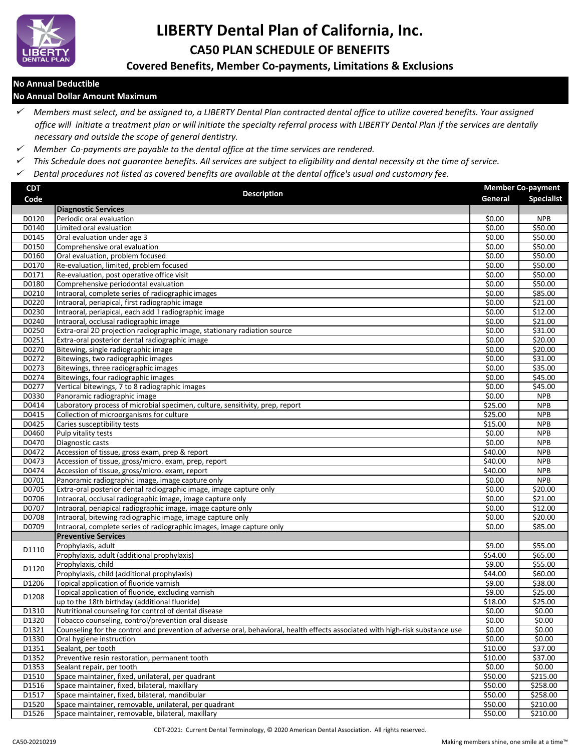# LIBERTY Dental Plan of California, Inc.

## CA50 PLAN SCHEDULE OF BENEFITS

### Covered Benefits, Member Co-payments, Limitations & Exclusions

**No Annual Deductible**

**No Annual Dollar Amount Maximum**

- ✓ *Members must select, and be assigned to, a LIBERTY Dental Plan contracted dental office to utilize covered benefits. Your assigned office will initiate a treatment plan or will initiate the specialty referral process with LIBERTY Dental Plan if the services are dentally necessary and outside the scope of general dentistry.*
- ✓ *Member Co-payments are payable to the dental office at the time services are rendered.*
- ✓ *This Schedule does not guarantee benefits. All services are subject to eligibility and dental necessity at the time of service.*
- ✓ *Dental procedures not listed as covered benefits are available at the dental office's usual and customary fee.*

| CDT Code | Description | Member Co-payment General | Member Co-payment Specialist |
|---|---|---|---|
| | **Diagnostic Services** | | |
| D0120 | Periodic oral evaluation | $0.00 | NPB |
| D0140 | Limited oral evaluation | $0.00 | $50.00 |
| D0145 | Oral evaluation under age 3 | $0.00 | $50.00 |
| D0150 | Comprehensive oral evaluation | $0.00 | $50.00 |
| D0160 | Oral evaluation, problem focused | $0.00 | $50.00 |
| D0170 | Re-evaluation, limited, problem focused | $0.00 | $50.00 |
| D0171 | Re-evaluation, post operative office visit | $0.00 | $50.00 |
| D0180 | Comprehensive periodontal evaluation | $0.00 | $50.00 |
| D0210 | Intraoral, complete series of radiographic images | $0.00 | $85.00 |
| D0220 | Intraoral, periapical, first radiographic image | $0.00 | $21.00 |
| D0230 | Intraoral, periapical, each add 'l radiographic image | $0.00 | $12.00 |
| D0240 | Intraoral, occlusal radiographic image | $0.00 | $21.00 |
| D0250 | Extra-oral 2D projection radiographic image, stationary radiation source | $0.00 | $31.00 |
| D0251 | Extra-oral posterior dental radiographic image | $0.00 | $20.00 |
| D0270 | Bitewing, single radiographic image | $0.00 | $20.00 |
| D0272 | Bitewings, two radiographic images | $0.00 | $31.00 |
| D0273 | Bitewings, three radiographic images | $0.00 | $35.00 |
| D0274 | Bitewings, four radiographic images | $0.00 | $45.00 |
| D0277 | Vertical bitewings, 7 to 8 radiographic images | $0.00 | $45.00 |
| D0330 | Panoramic radiographic image | $0.00 | NPB |
| D0414 | Laboratory process of microbial specimen, culture, sensitivity, prep, report | $25.00 | NPB |
| D0415 | Collection of microorganisms for culture | $25.00 | NPB |
| D0425 | Caries susceptibility tests | $15.00 | NPB |
| D0460 | Pulp vitality tests | $0.00 | NPB |
| D0470 | Diagnostic casts | $0.00 | NPB |
| D0472 | Accession of tissue, gross exam, prep & report | $40.00 | NPB |
| D0473 | Accession of tissue, gross/micro. exam, prep, report | $40.00 | NPB |
| D0474 | Accession of tissue, gross/micro. exam, report | $40.00 | NPB |
| D0701 | Panoramic radiographic image, image capture only | $0.00 | NPB |
| D0705 | Extra-oral posterior dental radiographic image, image capture only | $0.00 | $20.00 |
| D0706 | Intraoral, occlusal radiographic image, image capture only | $0.00 | $21.00 |
| D0707 | Intraoral, periapical radiographic image, image capture only | $0.00 | $12.00 |
| D0708 | Intraoral, bitewing radiographic image, image capture only | $0.00 | $20.00 |
| D0709 | Intraoral, complete series of radiographic images, image capture only | $0.00 | $85.00 |
| | **Preventive Services** | | |
| D1110 | Prophylaxis, adult | $9.00 | $55.00 |
| | Prophylaxis, adult (additional prophylaxis) | $54.00 | $65.00 |
| D1120 | Prophylaxis, child | $9.00 | $55.00 |
| | Prophylaxis, child (additional prophylaxis) | $44.00 | $60.00 |
| D1206 | Topical application of fluoride varnish | $9.00 | $38.00 |
| D1208 | Topical application of fluoride, excluding varnish | $9.00 | $25.00 |
| | up to the 18th birthday (additional fluoride) | $18.00 | $25.00 |
| D1310 | Nutritional counseling for control of dental disease | $0.00 | $0.00 |
| D1320 | Tobacco counseling, control/prevention oral disease | $0.00 | $0.00 |
| D1321 | Counseling for the control and prevention of adverse oral, behavioral, health effects associated with high-risk substance use | $0.00 | $0.00 |
| D1330 | Oral hygiene instruction | $0.00 | $0.00 |
| D1351 | Sealant, per tooth | $10.00 | $37.00 |
| D1352 | Preventive resin restoration, permanent tooth | $10.00 | $37.00 |
| D1353 | Sealant repair, per tooth | $0.00 | $0.00 |
| D1510 | Space maintainer, fixed, unilateral, per quadrant | $50.00 | $215.00 |
| D1516 | Space maintainer, fixed, bilateral, maxillary | $50.00 | $258.00 |
| D1517 | Space maintainer, fixed, bilateral, mandibular | $50.00 | $258.00 |
| D1520 | Space maintainer, removable, unilateral, per quadrant | $50.00 | $210.00 |
| D1526 | Space maintainer, removable, bilateral, maxillary | $50.00 | $210.00 |

CDT-2021: Current Dental Terminology, © 2020 American Dental Association. All rights reserved.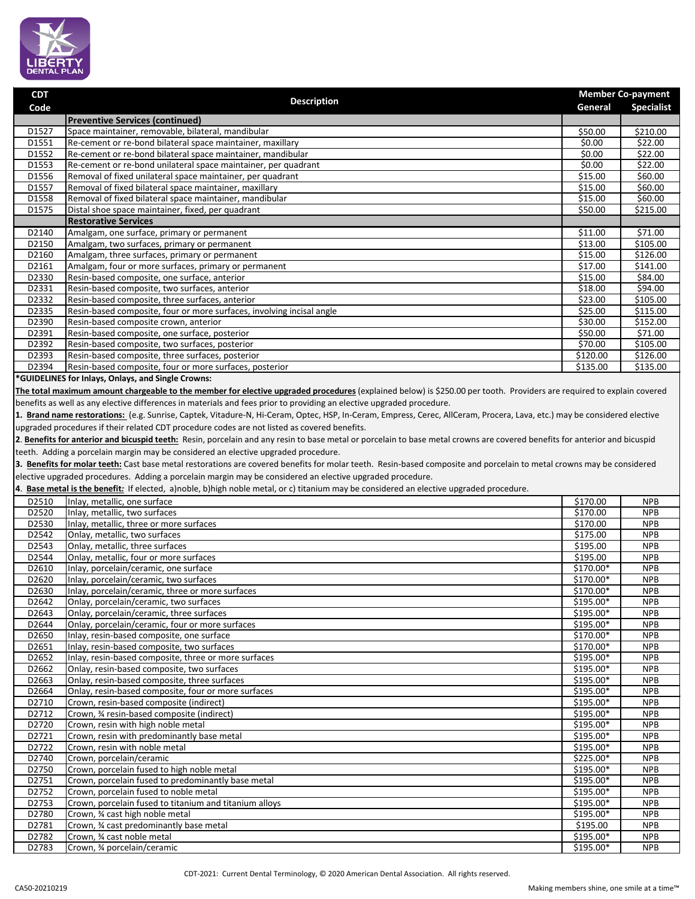| CDT Code | Description | Member Co-payment | |
|---|---|---|---|
| | | General | Specialist |
| | **Preventive Services (continued)** | | |
| D1527 | Space maintainer, removable, bilateral, mandibular | $50.00 | $210.00 |
| D1551 | Re-cement or re-bond bilateral space maintainer, maxillary | $0.00 | $22.00 |
| D1552 | Re-cement or re-bond bilateral space maintainer, mandibular | $0.00 | $22.00 |
| D1553 | Re-cement or re-bond unilateral space maintainer, per quadrant | $0.00 | $22.00 |
| D1556 | Removal of fixed unilateral space maintainer, per quadrant | $15.00 | $60.00 |
| D1557 | Removal of fixed bilateral space maintainer, maxillary | $15.00 | $60.00 |
| D1558 | Removal of fixed bilateral space maintainer, mandibular | $15.00 | $60.00 |
| D1575 | Distal shoe space maintainer, fixed, per quadrant | $50.00 | $215.00 |
| | **Restorative Services** | | |
| D2140 | Amalgam, one surface, primary or permanent | $11.00 | $71.00 |
| D2150 | Amalgam, two surfaces, primary or permanent | $13.00 | $105.00 |
| D2160 | Amalgam, three surfaces, primary or permanent | $15.00 | $126.00 |
| D2161 | Amalgam, four or more surfaces, primary or permanent | $17.00 | $141.00 |
| D2330 | Resin-based composite, one surface, anterior | $15.00 | $84.00 |
| D2331 | Resin-based composite, two surfaces, anterior | $18.00 | $94.00 |
| D2332 | Resin-based composite, three surfaces, anterior | $23.00 | $105.00 |
| D2335 | Resin-based composite, four or more surfaces, involving incisal angle | $25.00 | $115.00 |
| D2390 | Resin-based composite crown, anterior | $30.00 | $152.00 |
| D2391 | Resin-based composite, one surface, posterior | $50.00 | $71.00 |
| D2392 | Resin-based composite, two surfaces, posterior | $70.00 | $105.00 |
| D2393 | Resin-based composite, three surfaces, posterior | $120.00 | $126.00 |
| D2394 | Resin-based composite, four or more surfaces, posterior | $135.00 | $135.00 |

**\*GUIDELINES for Inlays, Onlays, and Single Crowns:**

**The total maximum amount chargeable to the member for elective upgraded procedures** (explained below) is $250.00 per tooth. Providers are required to explain covered benefits as well as any elective differences in materials and fees prior to providing an elective upgraded procedure.

**1. Brand name restorations:** (e.g. Sunrise, Captek, Vitadure-N, Hi-Ceram, Optec, HSP, In-Ceram, Empress, Cerec, AllCeram, Procera, Lava, etc.) may be considered elective upgraded procedures if their related CDT procedure codes are not listed as covered benefits.

**2. Benefits for anterior and bicuspid teeth:** Resin, porcelain and any resin to base metal or porcelain to base metal crowns are covered benefits for anterior and bicuspid teeth. Adding a porcelain margin may be considered an elective upgraded procedure.

**3. Benefits for molar teeth:** Cast base metal restorations are covered benefits for molar teeth. Resin-based composite and porcelain to metal crowns may be considered elective upgraded procedures. Adding a porcelain margin may be considered an elective upgraded procedure.

**4. Base metal is the benefit:** If elected, a)noble, b)high noble metal, or c) titanium may be considered an elective upgraded procedure.

| CDT Code | Description | General | Specialist |
|---|---|---|---|
| D2510 | Inlay, metallic, one surface | $170.00 | NPB |
| D2520 | Inlay, metallic, two surfaces | $170.00 | NPB |
| D2530 | Inlay, metallic, three or more surfaces | $170.00 | NPB |
| D2542 | Onlay, metallic, two surfaces | $175.00 | NPB |
| D2543 | Onlay, metallic, three surfaces | $195.00 | NPB |
| D2544 | Onlay, metallic, four or more surfaces | $195.00 | NPB |
| D2610 | Inlay, porcelain/ceramic, one surface | $170.00* | NPB |
| D2620 | Inlay, porcelain/ceramic, two surfaces | $170.00* | NPB |
| D2630 | Inlay, porcelain/ceramic, three or more surfaces | $170.00* | NPB |
| D2642 | Onlay, porcelain/ceramic, two surfaces | $195.00* | NPB |
| D2643 | Onlay, porcelain/ceramic, three surfaces | $195.00* | NPB |
| D2644 | Onlay, porcelain/ceramic, four or more surfaces | $195.00* | NPB |
| D2650 | Inlay, resin-based composite, one surface | $170.00* | NPB |
| D2651 | Inlay, resin-based composite, two surfaces | $170.00* | NPB |
| D2652 | Inlay, resin-based composite, three or more surfaces | $195.00* | NPB |
| D2662 | Onlay, resin-based composite, two surfaces | $195.00* | NPB |
| D2663 | Onlay, resin-based composite, three surfaces | $195.00* | NPB |
| D2664 | Onlay, resin-based composite, four or more surfaces | $195.00* | NPB |
| D2710 | Crown, resin-based composite (indirect) | $195.00* | NPB |
| D2712 | Crown, ¾ resin-based composite (indirect) | $195.00* | NPB |
| D2720 | Crown, resin with high noble metal | $195.00* | NPB |
| D2721 | Crown, resin with predominantly base metal | $195.00* | NPB |
| D2722 | Crown, resin with noble metal | $195.00* | NPB |
| D2740 | Crown, porcelain/ceramic | $225.00* | NPB |
| D2750 | Crown, porcelain fused to high noble metal | $195.00* | NPB |
| D2751 | Crown, porcelain fused to predominantly base metal | $195.00* | NPB |
| D2752 | Crown, porcelain fused to noble metal | $195.00* | NPB |
| D2753 | Crown, porcelain fused to titanium and titanium alloys | $195.00* | NPB |
| D2780 | Crown, ¾ cast high noble metal | $195.00* | NPB |
| D2781 | Crown, ¾ cast predominantly base metal | $195.00 | NPB |
| D2782 | Crown, ¾ cast noble metal | $195.00* | NPB |
| D2783 | Crown, ¾ porcelain/ceramic | $195.00* | NPB |

CDT-2021: Current Dental Terminology, © 2020 American Dental Association. All rights reserved.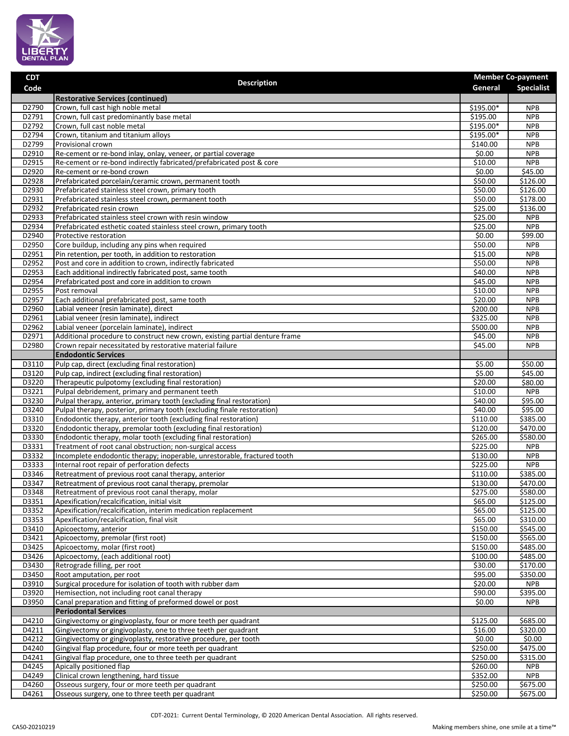| CDT Code | Description | Member Co-payment | |
|---|---|---|---|
| | | General | Specialist |
| | **Restorative Services (continued)** | | |
| D2790 | Crown, full cast high noble metal | $195.00* | NPB |
| D2791 | Crown, full cast predominantly base metal | $195.00 | NPB |
| D2792 | Crown, full cast noble metal | $195.00* | NPB |
| D2794 | Crown, titanium and titanium alloys | $195.00* | NPB |
| D2799 | Provisional crown | $140.00 | NPB |
| D2910 | Re-cement or re-bond inlay, onlay, veneer, or partial coverage | $0.00 | NPB |
| D2915 | Re-cement or re-bond indirectly fabricated/prefabricated post & core | $10.00 | NPB |
| D2920 | Re-cement or re-bond crown | $0.00 | $45.00 |
| D2928 | Prefabricated porcelain/ceramic crown, permanent tooth | $50.00 | $126.00 |
| D2930 | Prefabricated stainless steel crown, primary tooth | $50.00 | $126.00 |
| D2931 | Prefabricated stainless steel crown, permanent tooth | $50.00 | $178.00 |
| D2932 | Prefabricated resin crown | $25.00 | $136.00 |
| D2933 | Prefabricated stainless steel crown with resin window | $25.00 | NPB |
| D2934 | Prefabricated esthetic coated stainless steel crown, primary tooth | $25.00 | NPB |
| D2940 | Protective restoration | $0.00 | $99.00 |
| D2950 | Core buildup, including any pins when required | $50.00 | NPB |
| D2951 | Pin retention, per tooth, in addition to restoration | $15.00 | NPB |
| D2952 | Post and core in addition to crown, indirectly fabricated | $50.00 | NPB |
| D2953 | Each additional indirectly fabricated post, same tooth | $40.00 | NPB |
| D2954 | Prefabricated post and core in addition to crown | $45.00 | NPB |
| D2955 | Post removal | $10.00 | NPB |
| D2957 | Each additional prefabricated post, same tooth | $20.00 | NPB |
| D2960 | Labial veneer (resin laminate), direct | $200.00 | NPB |
| D2961 | Labial veneer (resin laminate), indirect | $325.00 | NPB |
| D2962 | Labial veneer (porcelain laminate), indirect | $500.00 | NPB |
| D2971 | Additional procedure to construct new crown, existing partial denture frame | $45.00 | NPB |
| D2980 | Crown repair necessitated by restorative material failure | $45.00 | NPB |
| | **Endodontic Services** | | |
| D3110 | Pulp cap, direct (excluding final restoration) | $5.00 | $50.00 |
| D3120 | Pulp cap, indirect (excluding final restoration) | $5.00 | $45.00 |
| D3220 | Therapeutic pulpotomy (excluding final restoration) | $20.00 | $80.00 |
| D3221 | Pulpal debridement, primary and permanent teeth | $10.00 | NPB |
| D3230 | Pulpal therapy, anterior, primary tooth (excluding final restoration) | $40.00 | $95.00 |
| D3240 | Pulpal therapy, posterior, primary tooth (excluding finale restoration) | $40.00 | $95.00 |
| D3310 | Endodontic therapy, anterior tooth (excluding final restoration) | $110.00 | $385.00 |
| D3320 | Endodontic therapy, premolar tooth (excluding final restoration) | $120.00 | $470.00 |
| D3330 | Endodontic therapy, molar tooth (excluding final restoration) | $265.00 | $580.00 |
| D3331 | Treatment of root canal obstruction; non-surgical access | $225.00 | NPB |
| D3332 | Incomplete endodontic therapy; inoperable, unrestorable, fractured tooth | $130.00 | NPB |
| D3333 | Internal root repair of perforation defects | $225.00 | NPB |
| D3346 | Retreatment of previous root canal therapy, anterior | $110.00 | $385.00 |
| D3347 | Retreatment of previous root canal therapy, premolar | $130.00 | $470.00 |
| D3348 | Retreatment of previous root canal therapy, molar | $275.00 | $580.00 |
| D3351 | Apexification/recalcification, initial visit | $65.00 | $125.00 |
| D3352 | Apexification/recalcification, interim medication replacement | $65.00 | $125.00 |
| D3353 | Apexification/recalcification, final visit | $65.00 | $310.00 |
| D3410 | Apicoectomy, anterior | $150.00 | $545.00 |
| D3421 | Apicoectomy, premolar (first root) | $150.00 | $565.00 |
| D3425 | Apicoectomy, molar (first root) | $150.00 | $485.00 |
| D3426 | Apicoectomy, (each additional root) | $100.00 | $485.00 |
| D3430 | Retrograde filling, per root | $30.00 | $170.00 |
| D3450 | Root amputation, per root | $95.00 | $350.00 |
| D3910 | Surgical procedure for isolation of tooth with rubber dam | $20.00 | NPB |
| D3920 | Hemisection, not including root canal therapy | $90.00 | $395.00 |
| D3950 | Canal preparation and fitting of preformed dowel or post | $0.00 | NPB |
| | **Periodontal Services** | | |
| D4210 | Gingivectomy or gingivoplasty, four or more teeth per quadrant | $125.00 | $685.00 |
| D4211 | Gingivectomy or gingivoplasty, one to three teeth per quadrant | $16.00 | $320.00 |
| D4212 | Gingivectomy or gingivoplasty, restorative procedure, per tooth | $0.00 | $0.00 |
| D4240 | Gingival flap procedure, four or more teeth per quadrant | $250.00 | $475.00 |
| D4241 | Gingival flap procedure, one to three teeth per quadrant | $250.00 | $315.00 |
| D4245 | Apically positioned flap | $260.00 | NPB |
| D4249 | Clinical crown lengthening, hard tissue | $352.00 | NPB |
| D4260 | Osseous surgery, four or more teeth per quadrant | $250.00 | $675.00 |
| D4261 | Osseous surgery, one to three teeth per quadrant | $250.00 | $675.00 |

CDT-2021: Current Dental Terminology, © 2020 American Dental Association. All rights reserved.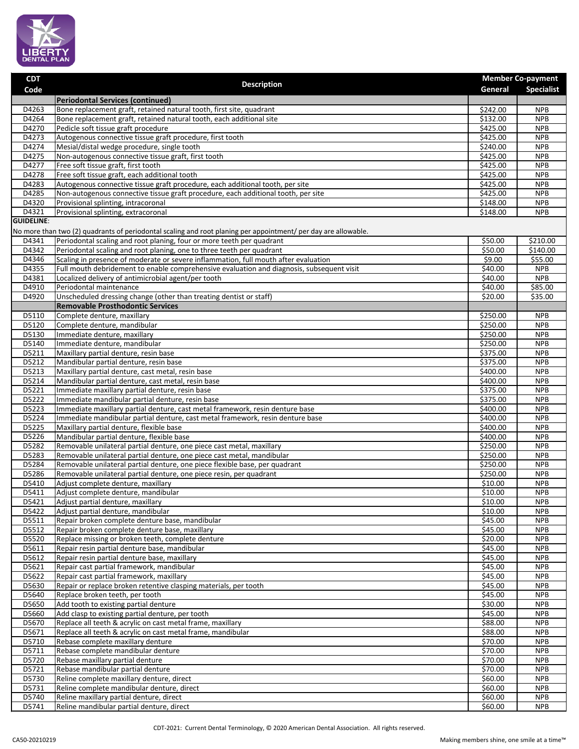| CDT Code | Description | Member Co-payment | |
|---|---|---|---|
| | | General | Specialist |
| | **Periodontal Services (continued)** | | |
| D4263 | Bone replacement graft, retained natural tooth, first site, quadrant | $242.00 | NPB |
| D4264 | Bone replacement graft, retained natural tooth, each additional site | $132.00 | NPB |
| D4270 | Pedicle soft tissue graft procedure | $425.00 | NPB |
| D4273 | Autogenous connective tissue graft procedure, first tooth | $425.00 | NPB |
| D4274 | Mesial/distal wedge procedure, single tooth | $240.00 | NPB |
| D4275 | Non-autogenous connective tissue graft, first tooth | $425.00 | NPB |
| D4277 | Free soft tissue graft, first tooth | $425.00 | NPB |
| D4278 | Free soft tissue graft, each additional tooth | $425.00 | NPB |
| D4283 | Autogenous connective tissue graft procedure, each additional tooth, per site | $425.00 | NPB |
| D4285 | Non-autogenous connective tissue graft procedure, each additional tooth, per site | $425.00 | NPB |
| D4320 | Provisional splinting, intracoronal | $148.00 | NPB |
| D4321 | Provisional splinting, extracoronal | $148.00 | NPB |
| **GUIDELINE:** | | | |
| No more than two (2) quadrants of periodontal scaling and root planing per appointment/ per day are allowable. | | | |
| D4341 | Periodontal scaling and root planing, four or more teeth per quadrant | $50.00 | $210.00 |
| D4342 | Periodontal scaling and root planing, one to three teeth per quadrant | $50.00 | $140.00 |
| D4346 | Scaling in presence of moderate or severe inflammation, full mouth after evaluation | $9.00 | $55.00 |
| D4355 | Full mouth debridement to enable comprehensive evaluation and diagnosis, subsequent visit | $40.00 | NPB |
| D4381 | Localized delivery of antimicrobial agent/per tooth | $40.00 | NPB |
| D4910 | Periodontal maintenance | $40.00 | $85.00 |
| D4920 | Unscheduled dressing change (other than treating dentist or staff) | $20.00 | $35.00 |
| | **Removable Prosthodontic Services** | | |
| D5110 | Complete denture, maxillary | $250.00 | NPB |
| D5120 | Complete denture, mandibular | $250.00 | NPB |
| D5130 | Immediate denture, maxillary | $250.00 | NPB |
| D5140 | Immediate denture, mandibular | $250.00 | NPB |
| D5211 | Maxillary partial denture, resin base | $375.00 | NPB |
| D5212 | Mandibular partial denture, resin base | $375.00 | NPB |
| D5213 | Maxillary partial denture, cast metal, resin base | $400.00 | NPB |
| D5214 | Mandibular partial denture, cast metal, resin base | $400.00 | NPB |
| D5221 | Immediate maxillary partial denture, resin base | $375.00 | NPB |
| D5222 | Immediate mandibular partial denture, resin base | $375.00 | NPB |
| D5223 | Immediate maxillary partial denture, cast metal framework, resin denture base | $400.00 | NPB |
| D5224 | Immediate mandibular partial denture, cast metal framework, resin denture base | $400.00 | NPB |
| D5225 | Maxillary partial denture, flexible base | $400.00 | NPB |
| D5226 | Mandibular partial denture, flexible base | $400.00 | NPB |
| D5282 | Removable unilateral partial denture, one piece cast metal, maxillary | $250.00 | NPB |
| D5283 | Removable unilateral partial denture, one piece cast metal, mandibular | $250.00 | NPB |
| D5284 | Removable unilateral partial denture, one piece flexible base, per quadrant | $250.00 | NPB |
| D5286 | Removable unilateral partial denture, one piece resin, per quadrant | $250.00 | NPB |
| D5410 | Adjust complete denture, maxillary | $10.00 | NPB |
| D5411 | Adjust complete denture, mandibular | $10.00 | NPB |
| D5421 | Adjust partial denture, maxillary | $10.00 | NPB |
| D5422 | Adjust partial denture, mandibular | $10.00 | NPB |
| D5511 | Repair broken complete denture base, mandibular | $45.00 | NPB |
| D5512 | Repair broken complete denture base, maxillary | $45.00 | NPB |
| D5520 | Replace missing or broken teeth, complete denture | $20.00 | NPB |
| D5611 | Repair resin partial denture base, mandibular | $45.00 | NPB |
| D5612 | Repair resin partial denture base, maxillary | $45.00 | NPB |
| D5621 | Repair cast partial framework, mandibular | $45.00 | NPB |
| D5622 | Repair cast partial framework, maxillary | $45.00 | NPB |
| D5630 | Repair or replace broken retentive clasping materials, per tooth | $45.00 | NPB |
| D5640 | Replace broken teeth, per tooth | $45.00 | NPB |
| D5650 | Add tooth to existing partial denture | $30.00 | NPB |
| D5660 | Add clasp to existing partial denture, per tooth | $45.00 | NPB |
| D5670 | Replace all teeth & acrylic on cast metal frame, maxillary | $88.00 | NPB |
| D5671 | Replace all teeth & acrylic on cast metal frame, mandibular | $88.00 | NPB |
| D5710 | Rebase complete maxillary denture | $70.00 | NPB |
| D5711 | Rebase complete mandibular denture | $70.00 | NPB |
| D5720 | Rebase maxillary partial denture | $70.00 | NPB |
| D5721 | Rebase mandibular partial denture | $70.00 | NPB |
| D5730 | Reline complete maxillary denture, direct | $60.00 | NPB |
| D5731 | Reline complete mandibular denture, direct | $60.00 | NPB |
| D5740 | Reline maxillary partial denture, direct | $60.00 | NPB |
| D5741 | Reline mandibular partial denture, direct | $60.00 | NPB |

CDT-2021: Current Dental Terminology, © 2020 American Dental Association. All rights reserved.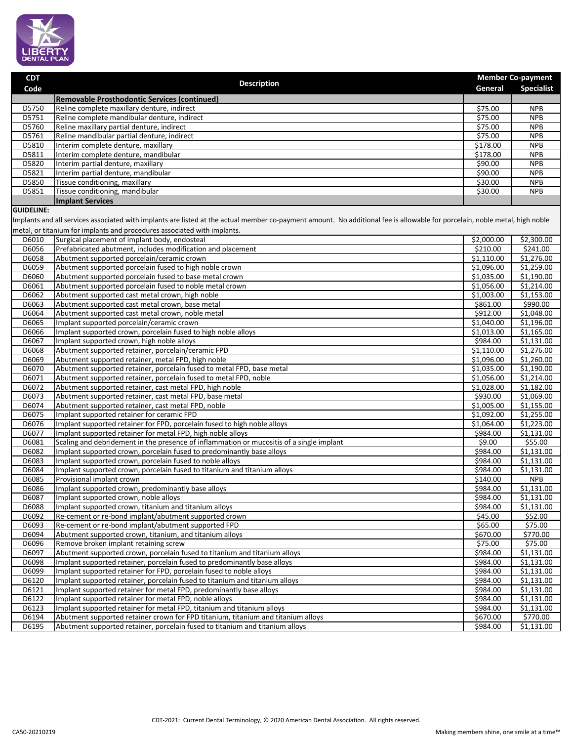| CDT Code | Description | Member Co-payment | |
|---|---|---|---|
| | | General | Specialist |
| | **Removable Prosthodontic Services (continued)** | | |
| D5750 | Reline complete maxillary denture, indirect | $75.00 | NPB |
| D5751 | Reline complete mandibular denture, indirect | $75.00 | NPB |
| D5760 | Reline maxillary partial denture, indirect | $75.00 | NPB |
| D5761 | Reline mandibular partial denture, indirect | $75.00 | NPB |
| D5810 | Interim complete denture, maxillary | $178.00 | NPB |
| D5811 | Interim complete denture, mandibular | $178.00 | NPB |
| D5820 | Interim partial denture, maxillary | $90.00 | NPB |
| D5821 | Interim partial denture, mandibular | $90.00 | NPB |
| D5850 | Tissue conditioning, maxillary | $30.00 | NPB |
| D5851 | Tissue conditioning, mandibular | $30.00 | NPB |
| | **Implant Services** | | |

**GUIDELINE:**

Implants and all services associated with implants are listed at the actual member co-payment amount. No additional fee is allowable for porcelain, noble metal, high noble metal, or titanium for implants and procedures associated with implants.

| CDT Code | Description | General | Specialist |
|---|---|---|---|
| D6010 | Surgical placement of implant body, endosteal | $2,000.00 | $2,300.00 |
| D6056 | Prefabricated abutment, includes modification and placement | $210.00 | $241.00 |
| D6058 | Abutment supported porcelain/ceramic crown | $1,110.00 | $1,276.00 |
| D6059 | Abutment supported porcelain fused to high noble crown | $1,096.00 | $1,259.00 |
| D6060 | Abutment supported porcelain fused to base metal crown | $1,035.00 | $1,190.00 |
| D6061 | Abutment supported porcelain fused to noble metal crown | $1,056.00 | $1,214.00 |
| D6062 | Abutment supported cast metal crown, high noble | $1,003.00 | $1,153.00 |
| D6063 | Abutment supported cast metal crown, base metal | $861.00 | $990.00 |
| D6064 | Abutment supported cast metal crown, noble metal | $912.00 | $1,048.00 |
| D6065 | Implant supported porcelain/ceramic crown | $1,040.00 | $1,196.00 |
| D6066 | Implant supported crown, porcelain fused to high noble alloys | $1,013.00 | $1,165.00 |
| D6067 | Implant supported crown, high noble alloys | $984.00 | $1,131.00 |
| D6068 | Abutment supported retainer, porcelain/ceramic FPD | $1,110.00 | $1,276.00 |
| D6069 | Abutment supported retainer, metal FPD, high noble | $1,096.00 | $1,260.00 |
| D6070 | Abutment supported retainer, porcelain fused to metal FPD, base metal | $1,035.00 | $1,190.00 |
| D6071 | Abutment supported retainer, porcelain fused to metal FPD, noble | $1,056.00 | $1,214.00 |
| D6072 | Abutment supported retainer, cast metal FPD, high noble | $1,028.00 | $1,182.00 |
| D6073 | Abutment supported retainer, cast metal FPD, base metal | $930.00 | $1,069.00 |
| D6074 | Abutment supported retainer, cast metal FPD, noble | $1,005.00 | $1,155.00 |
| D6075 | Implant supported retainer for ceramic FPD | $1,092.00 | $1,255.00 |
| D6076 | Implant supported retainer for FPD, porcelain fused to high noble alloys | $1,064.00 | $1,223.00 |
| D6077 | Implant supported retainer for metal FPD, high noble alloys | $984.00 | $1,131.00 |
| D6081 | Scaling and debridement in the presence of inflammation or mucositis of a single implant | $9.00 | $55.00 |
| D6082 | Implant supported crown, porcelain fused to predominantly base alloys | $984.00 | $1,131.00 |
| D6083 | Implant supported crown, porcelain fused to noble alloys | $984.00 | $1,131.00 |
| D6084 | Implant supported crown, porcelain fused to titanium and titanium alloys | $984.00 | $1,131.00 |
| D6085 | Provisional implant crown | $140.00 | NPB |
| D6086 | Implant supported crown, predominantly base alloys | $984.00 | $1,131.00 |
| D6087 | Implant supported crown, noble alloys | $984.00 | $1,131.00 |
| D6088 | Implant supported crown, titanium and titanium alloys | $984.00 | $1,131.00 |
| D6092 | Re-cement or re-bond implant/abutment supported crown | $45.00 | $52.00 |
| D6093 | Re-cement or re-bond implant/abutment supported FPD | $65.00 | $75.00 |
| D6094 | Abutment supported crown, titanium, and titanium alloys | $670.00 | $770.00 |
| D6096 | Remove broken implant retaining screw | $75.00 | $75.00 |
| D6097 | Abutment supported crown, porcelain fused to titanium and titanium alloys | $984.00 | $1,131.00 |
| D6098 | Implant supported retainer, porcelain fused to predominantly base alloys | $984.00 | $1,131.00 |
| D6099 | Implant supported retainer for FPD, porcelain fused to noble alloys | $984.00 | $1,131.00 |
| D6120 | Implant supported retainer, porcelain fused to titanium and titanium alloys | $984.00 | $1,131.00 |
| D6121 | Implant supported retainer for metal FPD, predominantly base alloys | $984.00 | $1,131.00 |
| D6122 | Implant supported retainer for metal FPD, noble alloys | $984.00 | $1,131.00 |
| D6123 | Implant supported retainer for metal FPD, titanium and titanium alloys | $984.00 | $1,131.00 |
| D6194 | Abutment supported retainer crown for FPD titanium, titanium and titanium alloys | $670.00 | $770.00 |
| D6195 | Abutment supported retainer, porcelain fused to titanium and titanium alloys | $984.00 | $1,131.00 |

CDT-2021: Current Dental Terminology, © 2020 American Dental Association. All rights reserved.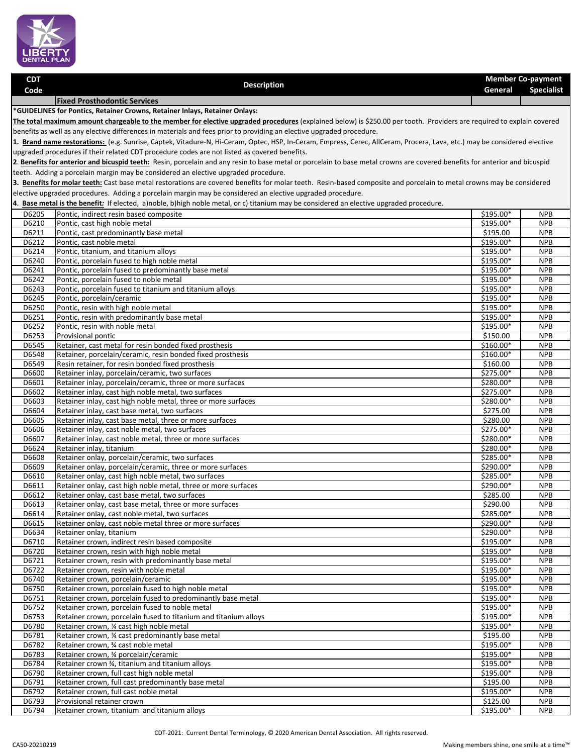| CDT Code | Description | Member Co-payment General | Member Co-payment Specialist |
|---|---|---|---|
| | **Fixed Prosthodontic Services** | | |
| **\*GUIDELINES for Pontics, Retainer Crowns, Retainer Inlays, Retainer Onlays:** | | | |
| **The total maximum amount chargeable to the member for elective upgraded procedures** (explained below) is $250.00 per tooth. Providers are required to explain covered benefits as well as any elective differences in materials and fees prior to providing an elective upgraded procedure. | | | |
| **1. Brand name restorations:** (e.g. Sunrise, Captek, Vitadure-N, Hi-Ceram, Optec, HSP, In-Ceram, Empress, Cerec, AllCeram, Procera, Lava, etc.) may be considered elective upgraded procedures if their related CDT procedure codes are not listed as covered benefits. | | | |
| **2. Benefits for anterior and bicuspid teeth:** Resin, porcelain and any resin to base metal or porcelain to base metal crowns are covered benefits for anterior and bicuspid teeth. Adding a porcelain margin may be considered an elective upgraded procedure. | | | |
| **3. Benefits for molar teeth:** Cast base metal restorations are covered benefits for molar teeth. Resin-based composite and porcelain to metal crowns may be considered elective upgraded procedures. Adding a porcelain margin may be considered an elective upgraded procedure. | | | |
| **4. Base metal is the benefit:** If elected, a)noble, b)high noble metal, or c) titanium may be considered an elective upgraded procedure. | | | |
| D6205 | Pontic, indirect resin based composite | $195.00* | NPB |
| D6210 | Pontic, cast high noble metal | $195.00* | NPB |
| D6211 | Pontic, cast predominantly base metal | $195.00 | NPB |
| D6212 | Pontic, cast noble metal | $195.00* | NPB |
| D6214 | Pontic, titanium, and titanium alloys | $195.00* | NPB |
| D6240 | Pontic, porcelain fused to high noble metal | $195.00* | NPB |
| D6241 | Pontic, porcelain fused to predominantly base metal | $195.00* | NPB |
| D6242 | Pontic, porcelain fused to noble metal | $195.00* | NPB |
| D6243 | Pontic, porcelain fused to titanium and titanium alloys | $195.00* | NPB |
| D6245 | Pontic, porcelain/ceramic | $195.00* | NPB |
| D6250 | Pontic, resin with high noble metal | $195.00* | NPB |
| D6251 | Pontic, resin with predominantly base metal | $195.00* | NPB |
| D6252 | Pontic, resin with noble metal | $195.00* | NPB |
| D6253 | Provisional pontic | $150.00 | NPB |
| D6545 | Retainer, cast metal for resin bonded fixed prosthesis | $160.00* | NPB |
| D6548 | Retainer, porcelain/ceramic, resin bonded fixed prosthesis | $160.00* | NPB |
| D6549 | Resin retainer, for resin bonded fixed prosthesis | $160.00 | NPB |
| D6600 | Retainer inlay, porcelain/ceramic, two surfaces | $275.00* | NPB |
| D6601 | Retainer inlay, porcelain/ceramic, three or more surfaces | $280.00* | NPB |
| D6602 | Retainer inlay, cast high noble metal, two surfaces | $275.00* | NPB |
| D6603 | Retainer inlay, cast high noble metal, three or more surfaces | $280.00* | NPB |
| D6604 | Retainer inlay, cast base metal, two surfaces | $275.00 | NPB |
| D6605 | Retainer inlay, cast base metal, three or more surfaces | $280.00 | NPB |
| D6606 | Retainer inlay, cast noble metal, two surfaces | $275.00* | NPB |
| D6607 | Retainer inlay, cast noble metal, three or more surfaces | $280.00* | NPB |
| D6624 | Retainer inlay, titanium | $280.00* | NPB |
| D6608 | Retainer onlay, porcelain/ceramic, two surfaces | $285.00* | NPB |
| D6609 | Retainer onlay, porcelain/ceramic, three or more surfaces | $290.00* | NPB |
| D6610 | Retainer onlay, cast high noble metal, two surfaces | $285.00* | NPB |
| D6611 | Retainer onlay, cast high noble metal, three or more surfaces | $290.00* | NPB |
| D6612 | Retainer onlay, cast base metal, two surfaces | $285.00 | NPB |
| D6613 | Retainer onlay, cast base metal, three or more surfaces | $290.00 | NPB |
| D6614 | Retainer onlay, cast noble metal, two surfaces | $285.00* | NPB |
| D6615 | Retainer onlay, cast noble metal three or more surfaces | $290.00* | NPB |
| D6634 | Retainer onlay, titanium | $290.00* | NPB |
| D6710 | Retainer crown, indirect resin based composite | $195.00* | NPB |
| D6720 | Retainer crown, resin with high noble metal | $195.00* | NPB |
| D6721 | Retainer crown, resin with predominantly base metal | $195.00* | NPB |
| D6722 | Retainer crown, resin with noble metal | $195.00* | NPB |
| D6740 | Retainer crown, porcelain/ceramic | $195.00* | NPB |
| D6750 | Retainer crown, porcelain fused to high noble metal | $195.00* | NPB |
| D6751 | Retainer crown, porcelain fused to predominantly base metal | $195.00* | NPB |
| D6752 | Retainer crown, porcelain fused to noble metal | $195.00* | NPB |
| D6753 | Retainer crown, porcelain fused to titanium and titanium alloys | $195.00* | NPB |
| D6780 | Retainer crown, ¾ cast high noble metal | $195.00* | NPB |
| D6781 | Retainer crown, ¾ cast predominantly base metal | $195.00 | NPB |
| D6782 | Retainer crown, ¾ cast noble metal | $195.00* | NPB |
| D6783 | Retainer crown, ¾ porcelain/ceramic | $195.00* | NPB |
| D6784 | Retainer crown ¾, titanium and titanium alloys | $195.00* | NPB |
| D6790 | Retainer crown, full cast high noble metal | $195.00* | NPB |
| D6791 | Retainer crown, full cast predominantly base metal | $195.00 | NPB |
| D6792 | Retainer crown, full cast noble metal | $195.00* | NPB |
| D6793 | Provisional retainer crown | $125.00 | NPB |
| D6794 | Retainer crown, titanium and titanium alloys | $195.00* | NPB |

CDT-2021: Current Dental Terminology, © 2020 American Dental Association. All rights reserved.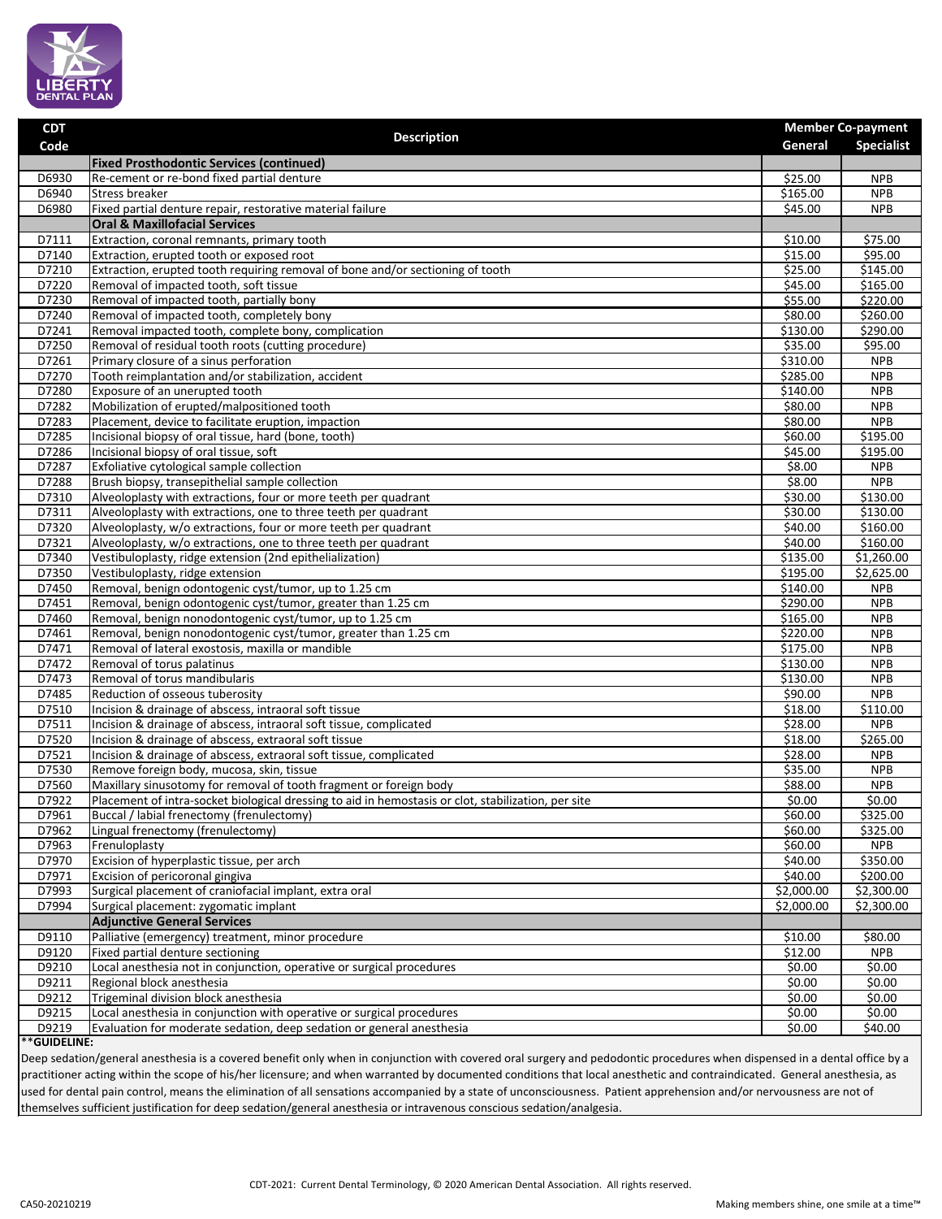| CDT Code | Description | Member Co-payment | |
|---|---|---|---|
| | | General | Specialist |
| | **Fixed Prosthodontic Services (continued)** | | |
| D6930 | Re-cement or re-bond fixed partial denture | $25.00 | NPB |
| D6940 | Stress breaker | $165.00 | NPB |
| D6980 | Fixed partial denture repair, restorative material failure | $45.00 | NPB |
| | **Oral & Maxillofacial Services** | | |
| D7111 | Extraction, coronal remnants, primary tooth | $10.00 | $75.00 |
| D7140 | Extraction, erupted tooth or exposed root | $15.00 | $95.00 |
| D7210 | Extraction, erupted tooth requiring removal of bone and/or sectioning of tooth | $25.00 | $145.00 |
| D7220 | Removal of impacted tooth, soft tissue | $45.00 | $165.00 |
| D7230 | Removal of impacted tooth, partially bony | $55.00 | $220.00 |
| D7240 | Removal of impacted tooth, completely bony | $80.00 | $260.00 |
| D7241 | Removal impacted tooth, complete bony, complication | $130.00 | $290.00 |
| D7250 | Removal of residual tooth roots (cutting procedure) | $35.00 | $95.00 |
| D7261 | Primary closure of a sinus perforation | $310.00 | NPB |
| D7270 | Tooth reimplantation and/or stabilization, accident | $285.00 | NPB |
| D7280 | Exposure of an unerupted tooth | $140.00 | NPB |
| D7282 | Mobilization of erupted/malpositioned tooth | $80.00 | NPB |
| D7283 | Placement, device to facilitate eruption, impaction | $80.00 | NPB |
| D7285 | Incisional biopsy of oral tissue, hard (bone, tooth) | $60.00 | $195.00 |
| D7286 | Incisional biopsy of oral tissue, soft | $45.00 | $195.00 |
| D7287 | Exfoliative cytological sample collection | $8.00 | NPB |
| D7288 | Brush biopsy, transepithelial sample collection | $8.00 | NPB |
| D7310 | Alveoloplasty with extractions, four or more teeth per quadrant | $30.00 | $130.00 |
| D7311 | Alveoloplasty with extractions, one to three teeth per quadrant | $30.00 | $130.00 |
| D7320 | Alveoloplasty, w/o extractions, four or more teeth per quadrant | $40.00 | $160.00 |
| D7321 | Alveoloplasty, w/o extractions, one to three teeth per quadrant | $40.00 | $160.00 |
| D7340 | Vestibuloplasty, ridge extension (2nd epithelialization) | $135.00 | $1,260.00 |
| D7350 | Vestibuloplasty, ridge extension | $195.00 | $2,625.00 |
| D7450 | Removal, benign odontogenic cyst/tumor, up to 1.25 cm | $140.00 | NPB |
| D7451 | Removal, benign odontogenic cyst/tumor, greater than 1.25 cm | $290.00 | NPB |
| D7460 | Removal, benign nonodontogenic cyst/tumor, up to 1.25 cm | $165.00 | NPB |
| D7461 | Removal, benign nonodontogenic cyst/tumor, greater than 1.25 cm | $220.00 | NPB |
| D7471 | Removal of lateral exostosis, maxilla or mandible | $175.00 | NPB |
| D7472 | Removal of torus palatinus | $130.00 | NPB |
| D7473 | Removal of torus mandibularis | $130.00 | NPB |
| D7485 | Reduction of osseous tuberosity | $90.00 | NPB |
| D7510 | Incision & drainage of abscess, intraoral soft tissue | $18.00 | $110.00 |
| D7511 | Incision & drainage of abscess, intraoral soft tissue, complicated | $28.00 | NPB |
| D7520 | Incision & drainage of abscess, extraoral soft tissue | $18.00 | $265.00 |
| D7521 | Incision & drainage of abscess, extraoral soft tissue, complicated | $28.00 | NPB |
| D7530 | Remove foreign body, mucosa, skin, tissue | $35.00 | NPB |
| D7560 | Maxillary sinusotomy for removal of tooth fragment or foreign body | $88.00 | NPB |
| D7922 | Placement of intra-socket biological dressing to aid in hemostasis or clot, stabilization, per site | $0.00 | $0.00 |
| D7961 | Buccal / labial frenectomy (frenulectomy) | $60.00 | $325.00 |
| D7962 | Lingual frenectomy (frenulectomy) | $60.00 | $325.00 |
| D7963 | Frenuloplasty | $60.00 | NPB |
| D7970 | Excision of hyperplastic tissue, per arch | $40.00 | $350.00 |
| D7971 | Excision of pericoronal gingiva | $40.00 | $200.00 |
| D7993 | Surgical placement of craniofacial implant, extra oral | $2,000.00 | $2,300.00 |
| D7994 | Surgical placement: zygomatic implant | $2,000.00 | $2,300.00 |
| | **Adjunctive General Services** | | |
| D9110 | Palliative (emergency) treatment, minor procedure | $10.00 | $80.00 |
| D9120 | Fixed partial denture sectioning | $12.00 | NPB |
| D9210 | Local anesthesia not in conjunction, operative or surgical procedures | $0.00 | $0.00 |
| D9211 | Regional block anesthesia | $0.00 | $0.00 |
| D9212 | Trigeminal division block anesthesia | $0.00 | $0.00 |
| D9215 | Local anesthesia in conjunction with operative or surgical procedures | $0.00 | $0.00 |
| D9219 | Evaluation for moderate sedation, deep sedation or general anesthesia | $0.00 | $40.00 |

**GUIDELINE:**

Deep sedation/general anesthesia is a covered benefit only when in conjunction with covered oral surgery and pedodontic procedures when dispensed in a dental office by a practitioner acting within the scope of his/her licensure; and when warranted by documented conditions that local anesthetic and contraindicated. General anesthesia, as used for dental pain control, means the elimination of all sensations accompanied by a state of unconsciousness. Patient apprehension and/or nervousness are not of themselves sufficient justification for deep sedation/general anesthesia or intravenous conscious sedation/analgesia.

CDT-2021: Current Dental Terminology, © 2020 American Dental Association. All rights reserved.

CA50-20210219

Making members shine, one smile at a time™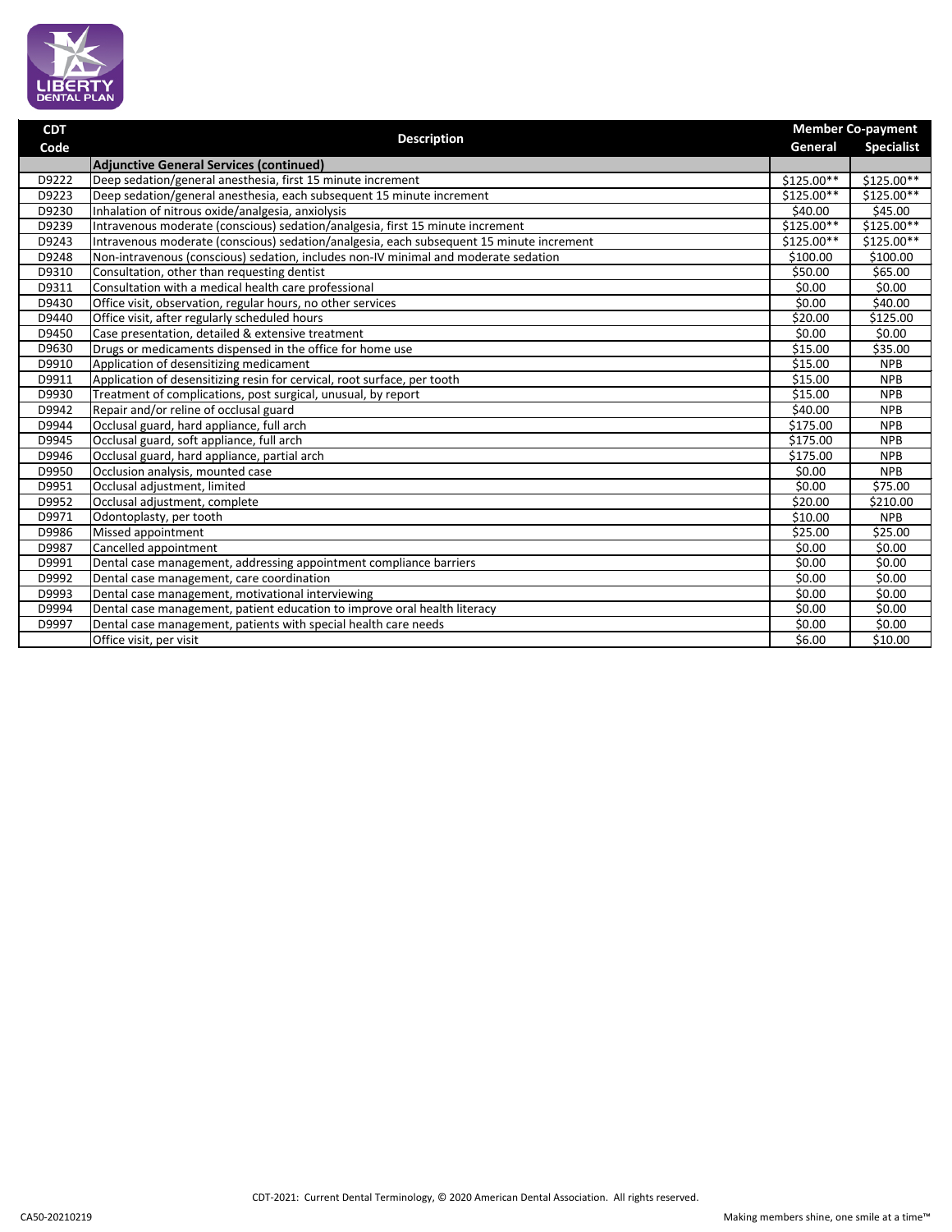| CDT Code | Description | Member Co-payment | |
|---|---|---|---|
| | | General | Specialist |
| | **Adjunctive General Services (continued)** | | |
| D9222 | Deep sedation/general anesthesia, first 15 minute increment | $125.00** | $125.00** |
| D9223 | Deep sedation/general anesthesia, each subsequent 15 minute increment | $125.00** | $125.00** |
| D9230 | Inhalation of nitrous oxide/analgesia, anxiolysis | $40.00 | $45.00 |
| D9239 | Intravenous moderate (conscious) sedation/analgesia, first 15 minute increment | $125.00** | $125.00** |
| D9243 | Intravenous moderate (conscious) sedation/analgesia, each subsequent 15 minute increment | $125.00** | $125.00** |
| D9248 | Non-intravenous (conscious) sedation, includes non-IV minimal and moderate sedation | $100.00 | $100.00 |
| D9310 | Consultation, other than requesting dentist | $50.00 | $65.00 |
| D9311 | Consultation with a medical health care professional | $0.00 | $0.00 |
| D9430 | Office visit, observation, regular hours, no other services | $0.00 | $40.00 |
| D9440 | Office visit, after regularly scheduled hours | $20.00 | $125.00 |
| D9450 | Case presentation, detailed & extensive treatment | $0.00 | $0.00 |
| D9630 | Drugs or medicaments dispensed in the office for home use | $15.00 | $35.00 |
| D9910 | Application of desensitizing medicament | $15.00 | NPB |
| D9911 | Application of desensitizing resin for cervical, root surface, per tooth | $15.00 | NPB |
| D9930 | Treatment of complications, post surgical, unusual, by report | $15.00 | NPB |
| D9942 | Repair and/or reline of occlusal guard | $40.00 | NPB |
| D9944 | Occlusal guard, hard appliance, full arch | $175.00 | NPB |
| D9945 | Occlusal guard, soft appliance, full arch | $175.00 | NPB |
| D9946 | Occlusal guard, hard appliance, partial arch | $175.00 | NPB |
| D9950 | Occlusion analysis, mounted case | $0.00 | NPB |
| D9951 | Occlusal adjustment, limited | $0.00 | $75.00 |
| D9952 | Occlusal adjustment, complete | $20.00 | $210.00 |
| D9971 | Odontoplasty, per tooth | $10.00 | NPB |
| D9986 | Missed appointment | $25.00 | $25.00 |
| D9987 | Cancelled appointment | $0.00 | $0.00 |
| D9991 | Dental case management, addressing appointment compliance barriers | $0.00 | $0.00 |
| D9992 | Dental case management, care coordination | $0.00 | $0.00 |
| D9993 | Dental case management, motivational interviewing | $0.00 | $0.00 |
| D9994 | Dental case management, patient education to improve oral health literacy | $0.00 | $0.00 |
| D9997 | Dental case management, patients with special health care needs | $0.00 | $0.00 |
| | Office visit, per visit | $6.00 | $10.00 |

CDT-2021: Current Dental Terminology, © 2020 American Dental Association. All rights reserved.

CA50-20210219

Making members shine, one smile at a time™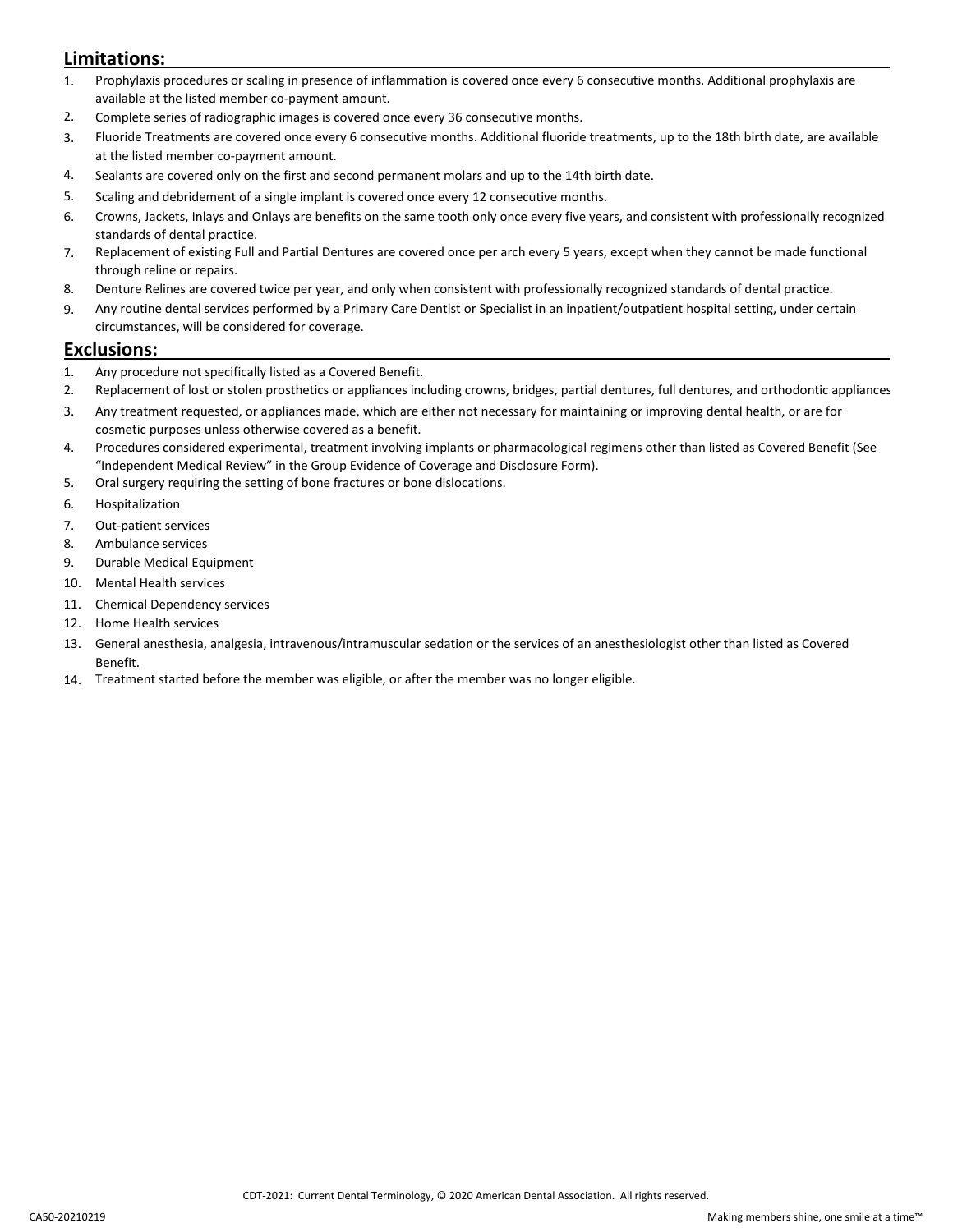## Limitations:

1. Prophylaxis procedures or scaling in presence of inflammation is covered once every 6 consecutive months. Additional prophylaxis are available at the listed member co-payment amount.
2. Complete series of radiographic images is covered once every 36 consecutive months.
3. Fluoride Treatments are covered once every 6 consecutive months. Additional fluoride treatments, up to the 18th birth date, are available at the listed member co-payment amount.
4. Sealants are covered only on the first and second permanent molars and up to the 14th birth date.
5. Scaling and debridement of a single implant is covered once every 12 consecutive months.
6. Crowns, Jackets, Inlays and Onlays are benefits on the same tooth only once every five years, and consistent with professionally recognized standards of dental practice.
7. Replacement of existing Full and Partial Dentures are covered once per arch every 5 years, except when they cannot be made functional through reline or repairs.
8. Denture Relines are covered twice per year, and only when consistent with professionally recognized standards of dental practice.
9. Any routine dental services performed by a Primary Care Dentist or Specialist in an inpatient/outpatient hospital setting, under certain circumstances, will be considered for coverage.

## Exclusions:

1. Any procedure not specifically listed as a Covered Benefit.
2. Replacement of lost or stolen prosthetics or appliances including crowns, bridges, partial dentures, full dentures, and orthodontic appliances
3. Any treatment requested, or appliances made, which are either not necessary for maintaining or improving dental health, or are for cosmetic purposes unless otherwise covered as a benefit.
4. Procedures considered experimental, treatment involving implants or pharmacological regimens other than listed as Covered Benefit (See "Independent Medical Review" in the Group Evidence of Coverage and Disclosure Form).
5. Oral surgery requiring the setting of bone fractures or bone dislocations.
6. Hospitalization
7. Out-patient services
8. Ambulance services
9. Durable Medical Equipment
10. Mental Health services
11. Chemical Dependency services
12. Home Health services
13. General anesthesia, analgesia, intravenous/intramuscular sedation or the services of an anesthesiologist other than listed as Covered Benefit.
14. Treatment started before the member was eligible, or after the member was no longer eligible.

CDT-2021: Current Dental Terminology, © 2020 American Dental Association. All rights reserved.

CA50-20210219

Making members shine, one smile at a time™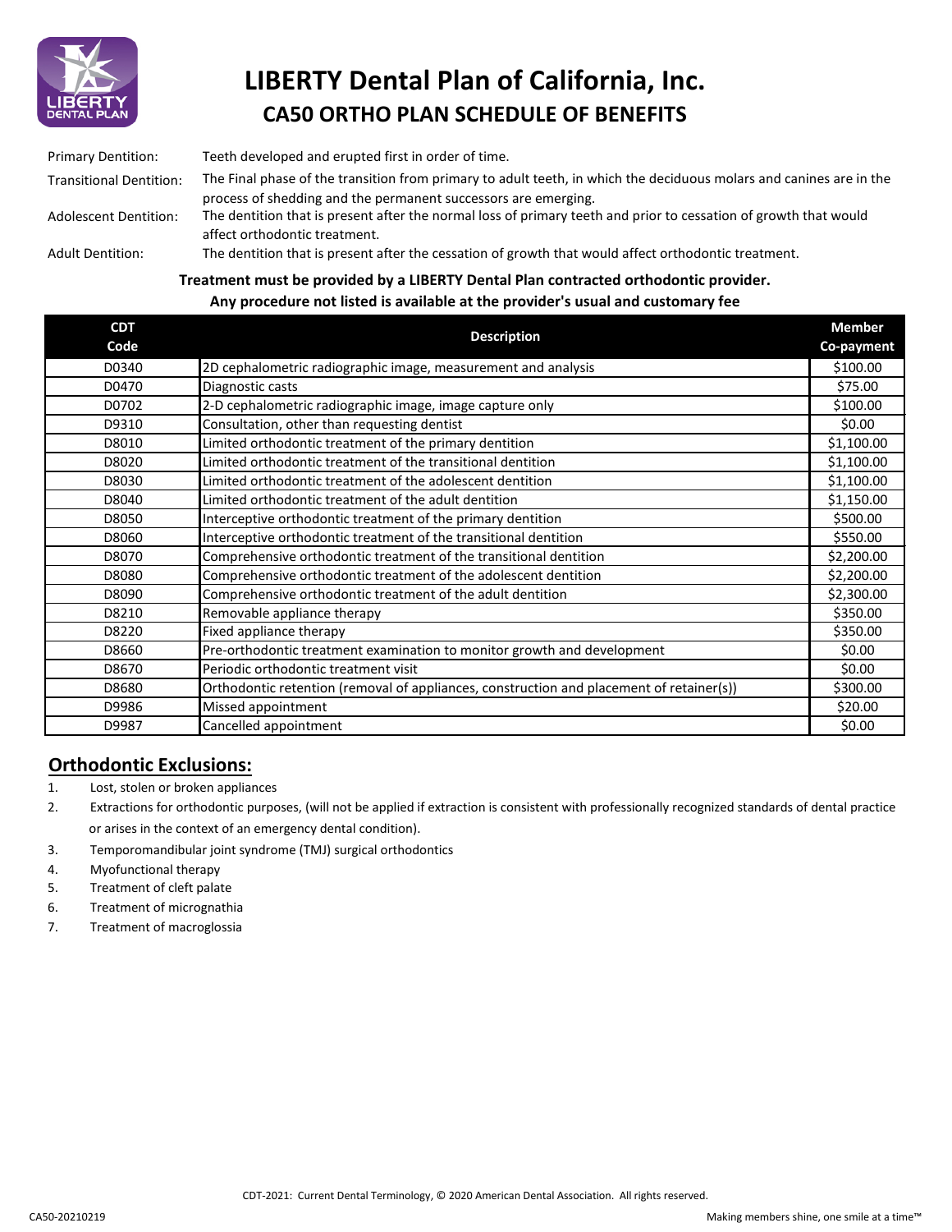# LIBERTY Dental Plan of California, Inc.

## CA50 ORTHO PLAN SCHEDULE OF BENEFITS

Primary Dentition: Teeth developed and erupted first in order of time.

Transitional Dentition: The Final phase of the transition from primary to adult teeth, in which the deciduous molars and canines are in the process of shedding and the permanent successors are emerging.

Adolescent Dentition: The dentition that is present after the normal loss of primary teeth and prior to cessation of growth that would affect orthodontic treatment.

Adult Dentition: The dentition that is present after the cessation of growth that would affect orthodontic treatment.

**Treatment must be provided by a LIBERTY Dental Plan contracted orthodontic provider.**
**Any procedure not listed is available at the provider's usual and customary fee**

| CDT Code | Description | Member Co-payment |
|---|---|---|
| D0340 | 2D cephalometric radiographic image, measurement and analysis | $100.00 |
| D0470 | Diagnostic casts | $75.00 |
| D0702 | 2-D cephalometric radiographic image, image capture only | $100.00 |
| D9310 | Consultation, other than requesting dentist | $0.00 |
| D8010 | Limited orthodontic treatment of the primary dentition | $1,100.00 |
| D8020 | Limited orthodontic treatment of the transitional dentition | $1,100.00 |
| D8030 | Limited orthodontic treatment of the adolescent dentition | $1,100.00 |
| D8040 | Limited orthodontic treatment of the adult dentition | $1,150.00 |
| D8050 | Interceptive orthodontic treatment of the primary dentition | $500.00 |
| D8060 | Interceptive orthodontic treatment of the transitional dentition | $550.00 |
| D8070 | Comprehensive orthodontic treatment of the transitional dentition | $2,200.00 |
| D8080 | Comprehensive orthodontic treatment of the adolescent dentition | $2,200.00 |
| D8090 | Comprehensive orthodontic treatment of the adult dentition | $2,300.00 |
| D8210 | Removable appliance therapy | $350.00 |
| D8220 | Fixed appliance therapy | $350.00 |
| D8660 | Pre-orthodontic treatment examination to monitor growth and development | $0.00 |
| D8670 | Periodic orthodontic treatment visit | $0.00 |
| D8680 | Orthodontic retention (removal of appliances, construction and placement of retainer(s)) | $300.00 |
| D9986 | Missed appointment | $20.00 |
| D9987 | Cancelled appointment | $0.00 |

## Orthodontic Exclusions:

1. Lost, stolen or broken appliances
2. Extractions for orthodontic purposes, (will not be applied if extraction is consistent with professionally recognized standards of dental practice or arises in the context of an emergency dental condition).
3. Temporomandibular joint syndrome (TMJ) surgical orthodontics
4. Myofunctional therapy
5. Treatment of cleft palate
6. Treatment of micrognathia
7. Treatment of macroglossia

CDT-2021: Current Dental Terminology, © 2020 American Dental Association. All rights reserved.

CA50-20210219

Making members shine, one smile at a time™